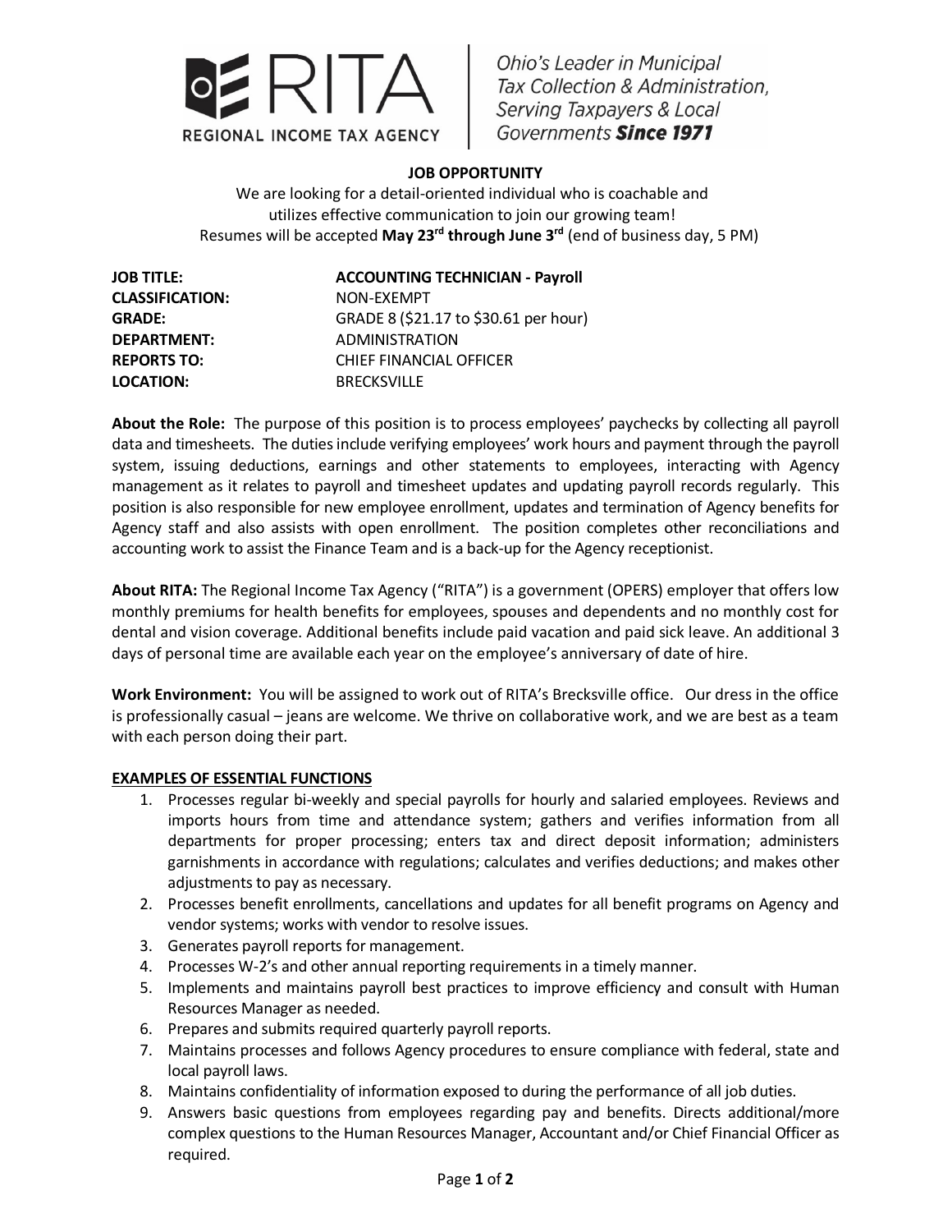**RITA**

REGIONAL INCOME TAX AGENCY

*Ohio's Leader in Municipal Tax Collection & Administration, Serving Taxpayers & Local Governments* ***Since 1971***

## JOB OPPORTUNITY

We are looking for a detail-oriented individual who is coachable and utilizes effective communication to join our growing team!

Resumes will be accepted **May 23rd through June 3rd** (end of business day, 5 PM)

| | |
|---|---|
| **JOB TITLE:** | **ACCOUNTING TECHNICIAN - Payroll** |
| **CLASSIFICATION:** | NON-EXEMPT |
| **GRADE:** | GRADE 8 ($21.17 to $30.61 per hour) |
| **DEPARTMENT:** | ADMINISTRATION |
| **REPORTS TO:** | CHIEF FINANCIAL OFFICER |
| **LOCATION:** | BRECKSVILLE |

**About the Role:** The purpose of this position is to process employees' paychecks by collecting all payroll data and timesheets. The duties include verifying employees' work hours and payment through the payroll system, issuing deductions, earnings and other statements to employees, interacting with Agency management as it relates to payroll and timesheet updates and updating payroll records regularly. This position is also responsible for new employee enrollment, updates and termination of Agency benefits for Agency staff and also assists with open enrollment. The position completes other reconciliations and accounting work to assist the Finance Team and is a back-up for the Agency receptionist.

**About RITA:** The Regional Income Tax Agency ("RITA") is a government (OPERS) employer that offers low monthly premiums for health benefits for employees, spouses and dependents and no monthly cost for dental and vision coverage. Additional benefits include paid vacation and paid sick leave. An additional 3 days of personal time are available each year on the employee's anniversary of date of hire.

**Work Environment:** You will be assigned to work out of RITA's Brecksville office. Our dress in the office is professionally casual – jeans are welcome. We thrive on collaborative work, and we are best as a team with each person doing their part.

### EXAMPLES OF ESSENTIAL FUNCTIONS

1. Processes regular bi-weekly and special payrolls for hourly and salaried employees. Reviews and imports hours from time and attendance system; gathers and verifies information from all departments for proper processing; enters tax and direct deposit information; administers garnishments in accordance with regulations; calculates and verifies deductions; and makes other adjustments to pay as necessary.
2. Processes benefit enrollments, cancellations and updates for all benefit programs on Agency and vendor systems; works with vendor to resolve issues.
3. Generates payroll reports for management.
4. Processes W-2's and other annual reporting requirements in a timely manner.
5. Implements and maintains payroll best practices to improve efficiency and consult with Human Resources Manager as needed.
6. Prepares and submits required quarterly payroll reports.
7. Maintains processes and follows Agency procedures to ensure compliance with federal, state and local payroll laws.
8. Maintains confidentiality of information exposed to during the performance of all job duties.
9. Answers basic questions from employees regarding pay and benefits. Directs additional/more complex questions to the Human Resources Manager, Accountant and/or Chief Financial Officer as required.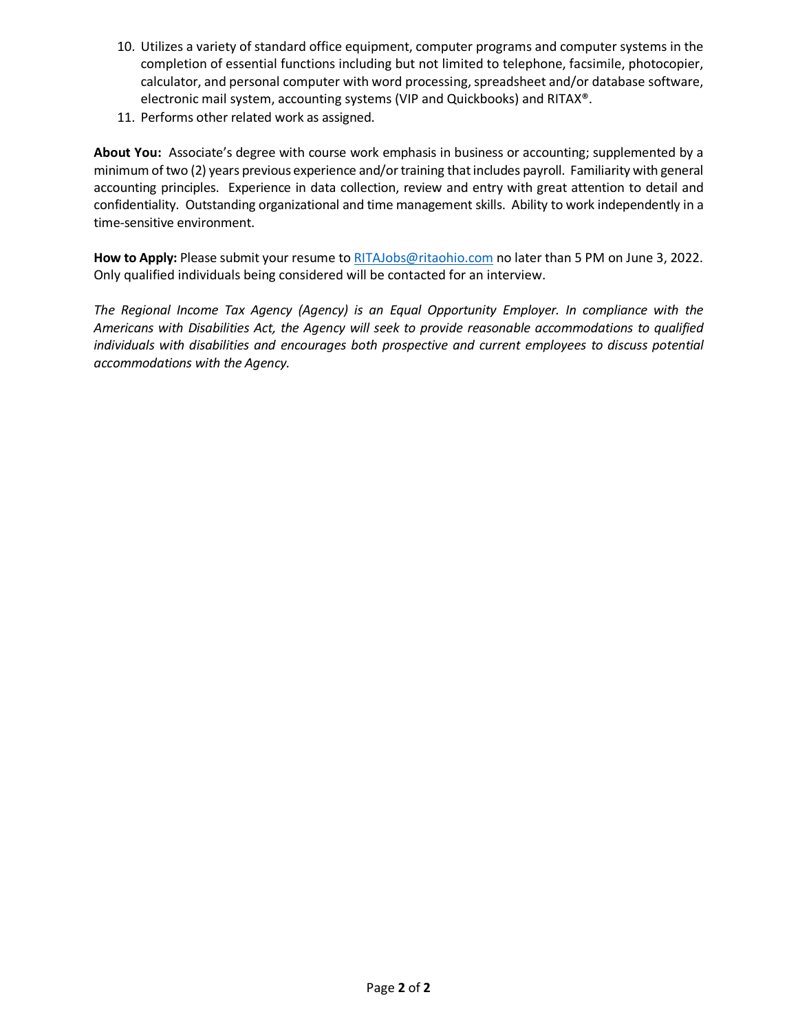10. Utilizes a variety of standard office equipment, computer programs and computer systems in the completion of essential functions including but not limited to telephone, facsimile, photocopier, calculator, and personal computer with word processing, spreadsheet and/or database software, electronic mail system, accounting systems (VIP and Quickbooks) and RITAX®.
11. Performs other related work as assigned.

**About You:** Associate's degree with course work emphasis in business or accounting; supplemented by a minimum of two (2) years previous experience and/or training that includes payroll. Familiarity with general accounting principles. Experience in data collection, review and entry with great attention to detail and confidentiality. Outstanding organizational and time management skills. Ability to work independently in a time-sensitive environment.

**How to Apply:** Please submit your resume to RITAJobs@ritaohio.com no later than 5 PM on June 3, 2022. Only qualified individuals being considered will be contacted for an interview.

*The Regional Income Tax Agency (Agency) is an Equal Opportunity Employer. In compliance with the Americans with Disabilities Act, the Agency will seek to provide reasonable accommodations to qualified individuals with disabilities and encourages both prospective and current employees to discuss potential accommodations with the Agency.*